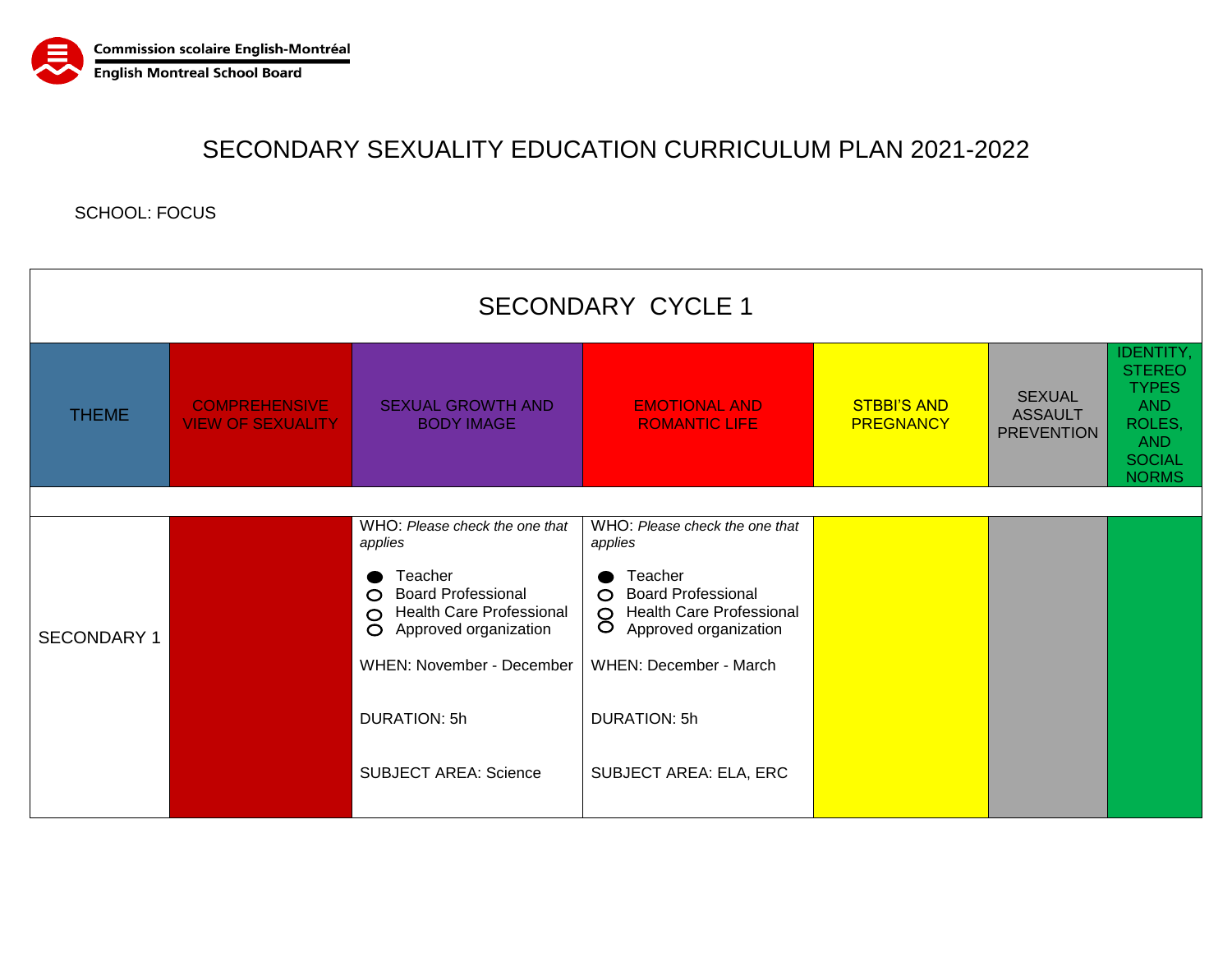Commission scolaire English-Montréal
English Montreal School Board

# SECONDARY SEXUALITY EDUCATION CURRICULUM PLAN 2021-2022

SCHOOL: FOCUS

| SECONDARY CYCLE 1 | | | | | | |
|---|---|---|---|---|---|---|
| THEME | COMPREHENSIVE VIEW OF SEXUALITY | SEXUAL GROWTH AND BODY IMAGE | EMOTIONAL AND ROMANTIC LIFE | STBBI'S AND PREGNANCY | SEXUAL ASSAULT PREVENTION | IDENTITY, STEREO TYPES AND ROLES, AND SOCIAL NORMS |
| | | | | | | |
| SECONDARY 1 | | WHO: *Please check the one that applies*<br><br>● Teacher<br>○ Board Professional<br>○ Health Care Professional<br>○ Approved organization<br><br>WHEN: November - December<br><br>DURATION: 5h<br><br>SUBJECT AREA: Science | WHO: *Please check the one that applies*<br><br>● Teacher<br>○ Board Professional<br>○ Health Care Professional<br>○ Approved organization<br><br>WHEN: December - March<br><br>DURATION: 5h<br><br>SUBJECT AREA: ELA, ERC | | | |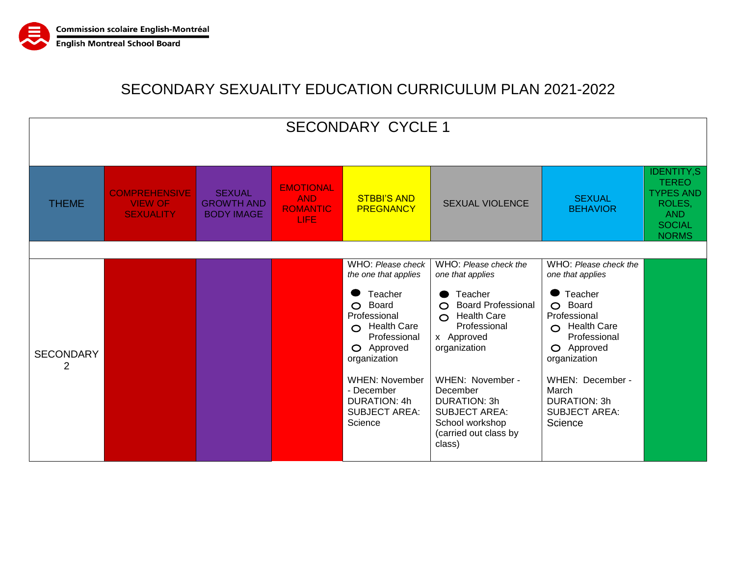Commission scolaire English-Montréal
English Montreal School Board

# SECONDARY SEXUALITY EDUCATION CURRICULUM PLAN 2021-2022

| SECONDARY CYCLE 1 | | | | | | | |
|---|---|---|---|---|---|---|---|
| THEME | COMPREHENSIVE VIEW OF SEXUALITY | SEXUAL GROWTH AND BODY IMAGE | EMOTIONAL AND ROMANTIC LIFE | STBBI'S AND PREGNANCY | SEXUAL VIOLENCE | SEXUAL BEHAVIOR | IDENTITY,STEREOTYPES AND ROLES, AND SOCIAL NORMS |
| | | | | | | | |
| SECONDARY 2 | | | | WHO: *Please check the one that applies*<br>● Teacher<br>○ Board Professional<br>○ Health Care Professional<br>○ Approved organization<br><br>WHEN: November - December<br>DURATION: 4h<br>SUBJECT AREA: Science | WHO: *Please check the one that applies*<br>● Teacher<br>○ Board Professional<br>○ Health Care Professional<br>x Approved organization<br><br>WHEN: November - December<br>DURATION: 3h<br>SUBJECT AREA: School workshop (carried out class by class) | WHO: *Please check the one that applies*<br>● Teacher<br>○ Board Professional<br>○ Health Care Professional<br>○ Approved organization<br><br>WHEN: December - March<br>DURATION: 3h<br>SUBJECT AREA: Science | |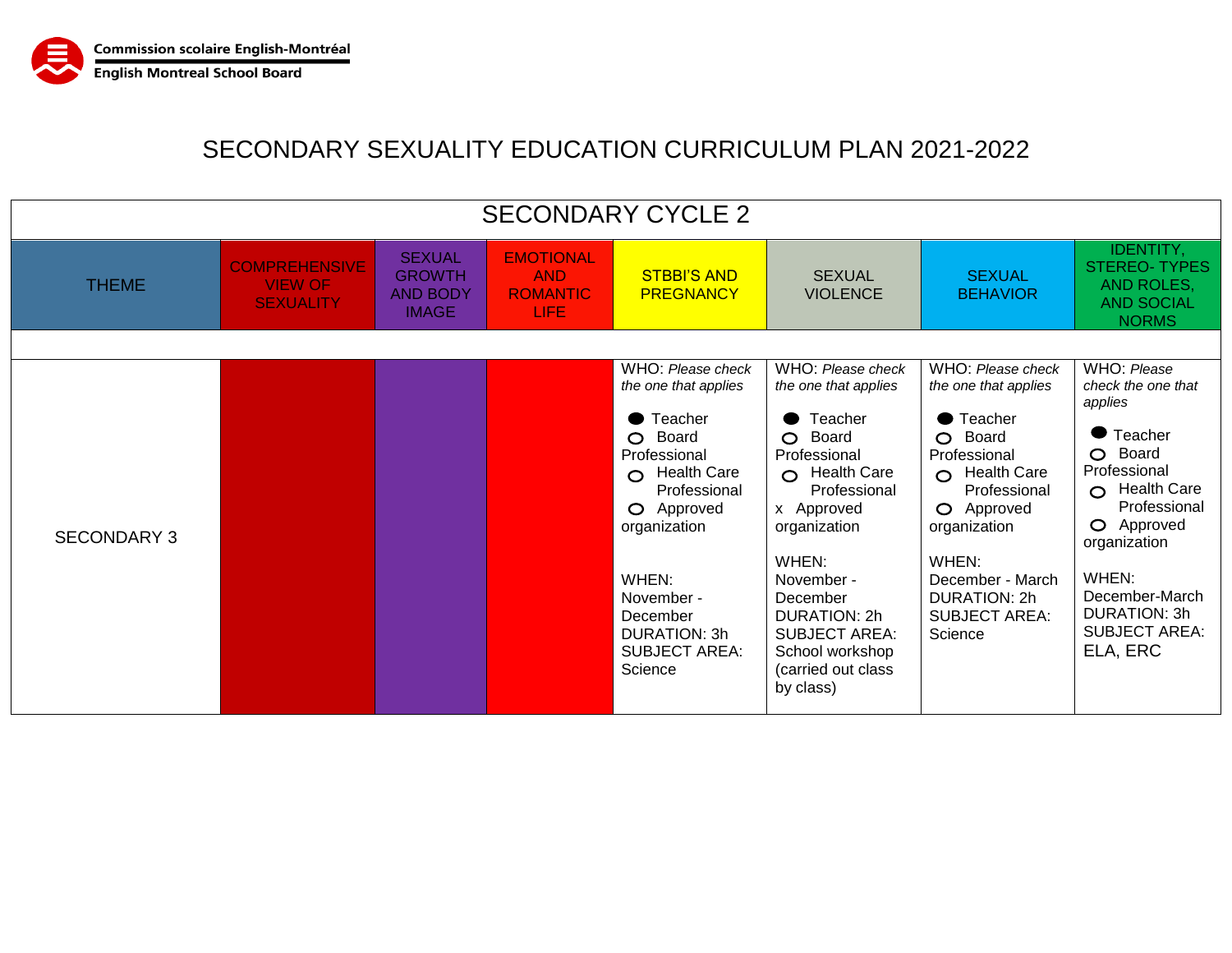Commission scolaire English-Montréal
English Montreal School Board

# SECONDARY SEXUALITY EDUCATION CURRICULUM PLAN 2021-2022

| SECONDARY CYCLE 2 | | | | | | | |
|---|---|---|---|---|---|---|---|
| THEME | COMPREHENSIVE VIEW OF SEXUALITY | SEXUAL GROWTH AND BODY IMAGE | EMOTIONAL AND ROMANTIC LIFE | STBBI'S AND PREGNANCY | SEXUAL VIOLENCE | SEXUAL BEHAVIOR | IDENTITY, STEREO- TYPES AND ROLES, AND SOCIAL NORMS |
| | | | | | | | |
| SECONDARY 3 | | | | WHO: *Please check the one that applies*<br>● Teacher<br>○ Board Professional<br>○ Health Care Professional<br>○ Approved organization<br><br>WHEN: November - December<br>DURATION: 3h<br>SUBJECT AREA: Science | WHO: *Please check the one that applies*<br>● Teacher<br>○ Board Professional<br>○ Health Care Professional<br>x Approved organization<br><br>WHEN: November - December<br>DURATION: 2h<br>SUBJECT AREA: School workshop (carried out class by class) | WHO: *Please check the one that applies*<br>● Teacher<br>○ Board Professional<br>○ Health Care Professional<br>○ Approved organization<br><br>WHEN: December - March<br>DURATION: 2h<br>SUBJECT AREA: Science | WHO: *Please check the one that applies*<br>● Teacher<br>○ Board Professional<br>○ Health Care Professional<br>○ Approved organization<br><br>WHEN: December-March<br>DURATION: 3h<br>SUBJECT AREA: ELA, ERC |